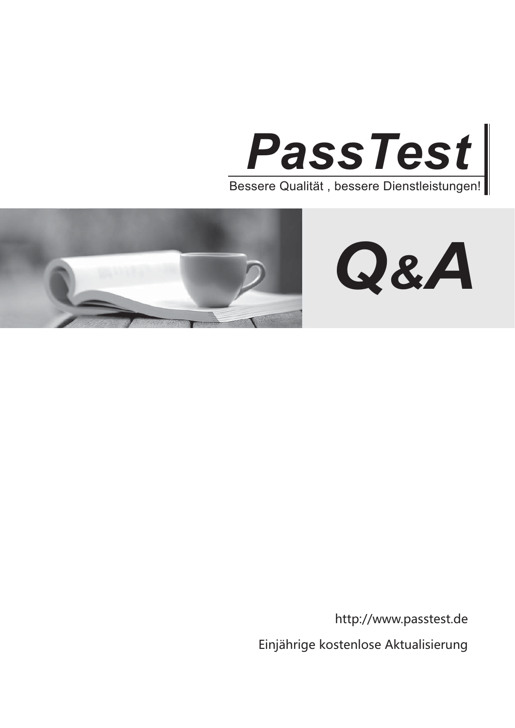# PassTest

Bessere Qualität , bessere Dienstleistungen!

# Q&A

http://www.passtest.de

Einjährige kostenlose Aktualisierung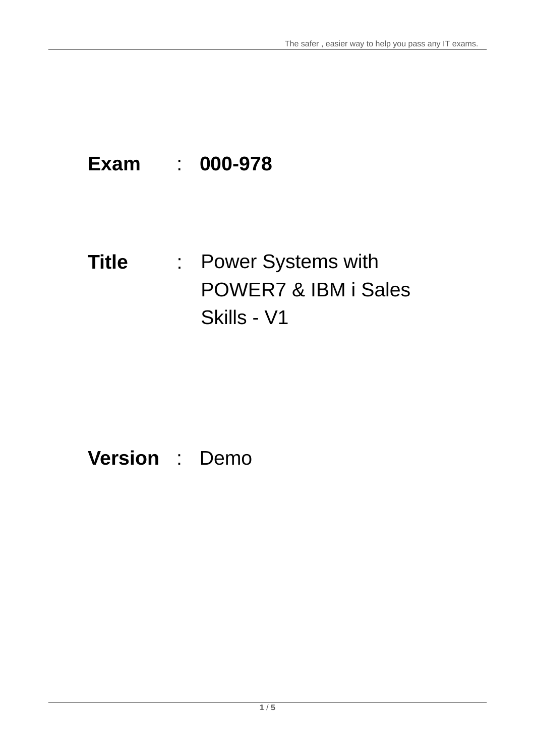**Exam** : **000-978**

**Title** : Power Systems with POWER7 & IBM i Sales Skills - V1

**Version** : Demo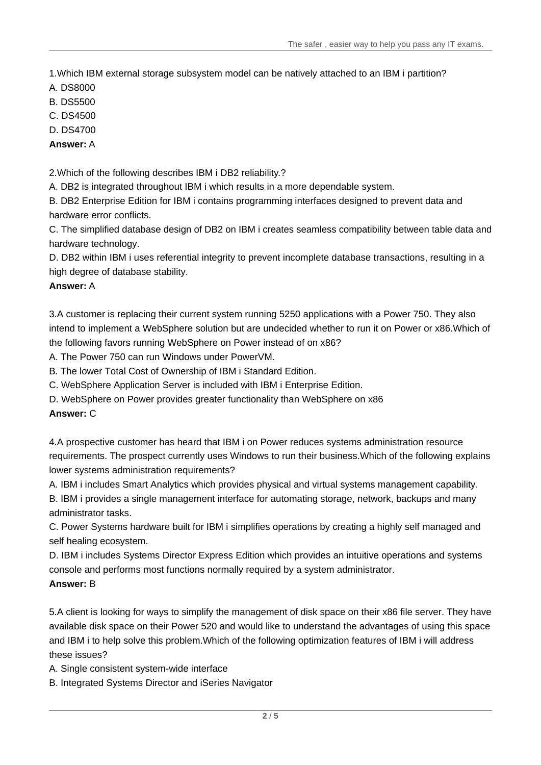1.Which IBM external storage subsystem model can be natively attached to an IBM i partition?

A. DS8000

B. DS5500

C. DS4500

D. DS4700

**Answer:** A

2.Which of the following describes IBM i DB2 reliability.?

A. DB2 is integrated throughout IBM i which results in a more dependable system.

B. DB2 Enterprise Edition for IBM i contains programming interfaces designed to prevent data and hardware error conflicts.

C. The simplified database design of DB2 on IBM i creates seamless compatibility between table data and hardware technology.

D. DB2 within IBM i uses referential integrity to prevent incomplete database transactions, resulting in a high degree of database stability.

**Answer:** A

3.A customer is replacing their current system running 5250 applications with a Power 750. They also intend to implement a WebSphere solution but are undecided whether to run it on Power or x86.Which of the following favors running WebSphere on Power instead of on x86?

A. The Power 750 can run Windows under PowerVM.

B. The lower Total Cost of Ownership of IBM i Standard Edition.

C. WebSphere Application Server is included with IBM i Enterprise Edition.

D. WebSphere on Power provides greater functionality than WebSphere on x86

**Answer:** C

4.A prospective customer has heard that IBM i on Power reduces systems administration resource requirements. The prospect currently uses Windows to run their business.Which of the following explains lower systems administration requirements?

A. IBM i includes Smart Analytics which provides physical and virtual systems management capability.

B. IBM i provides a single management interface for automating storage, network, backups and many administrator tasks.

C. Power Systems hardware built for IBM i simplifies operations by creating a highly self managed and self healing ecosystem.

D. IBM i includes Systems Director Express Edition which provides an intuitive operations and systems console and performs most functions normally required by a system administrator.

**Answer:** B

5.A client is looking for ways to simplify the management of disk space on their x86 file server. They have available disk space on their Power 520 and would like to understand the advantages of using this space and IBM i to help solve this problem.Which of the following optimization features of IBM i will address these issues?

A. Single consistent system-wide interface

B. Integrated Systems Director and iSeries Navigator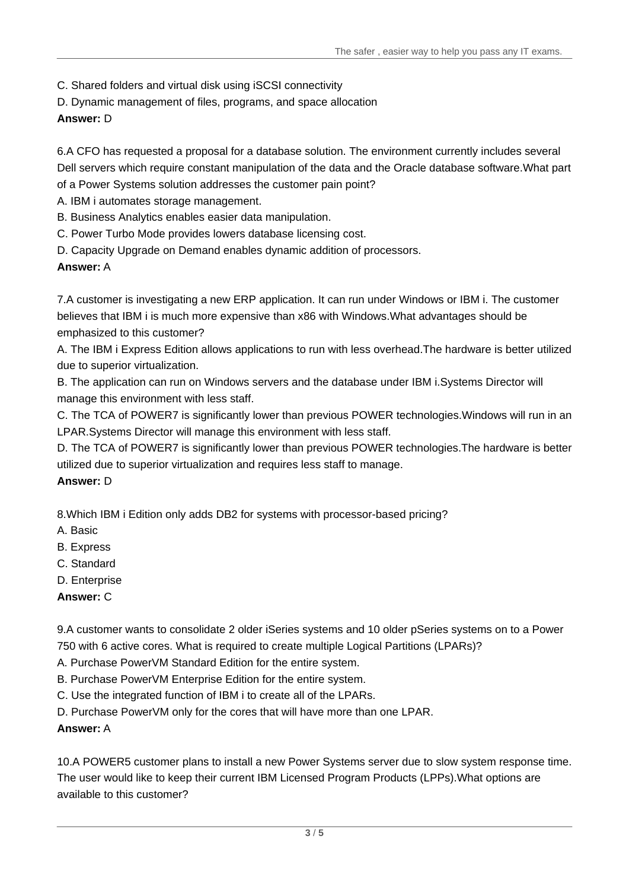C. Shared folders and virtual disk using iSCSI connectivity

D. Dynamic management of files, programs, and space allocation

**Answer:** D

6.A CFO has requested a proposal for a database solution. The environment currently includes several Dell servers which require constant manipulation of the data and the Oracle database software.What part of a Power Systems solution addresses the customer pain point?

A. IBM i automates storage management.

B. Business Analytics enables easier data manipulation.

C. Power Turbo Mode provides lowers database licensing cost.

D. Capacity Upgrade on Demand enables dynamic addition of processors.

**Answer:** A

7.A customer is investigating a new ERP application. It can run under Windows or IBM i. The customer believes that IBM i is much more expensive than x86 with Windows.What advantages should be emphasized to this customer?

A. The IBM i Express Edition allows applications to run with less overhead.The hardware is better utilized due to superior virtualization.

B. The application can run on Windows servers and the database under IBM i.Systems Director will manage this environment with less staff.

C. The TCA of POWER7 is significantly lower than previous POWER technologies.Windows will run in an LPAR.Systems Director will manage this environment with less staff.

D. The TCA of POWER7 is significantly lower than previous POWER technologies.The hardware is better utilized due to superior virtualization and requires less staff to manage.

**Answer:** D

8.Which IBM i Edition only adds DB2 for systems with processor-based pricing?

A. Basic

B. Express

C. Standard

D. Enterprise

**Answer:** C

9.A customer wants to consolidate 2 older iSeries systems and 10 older pSeries systems on to a Power 750 with 6 active cores. What is required to create multiple Logical Partitions (LPARs)?

A. Purchase PowerVM Standard Edition for the entire system.

B. Purchase PowerVM Enterprise Edition for the entire system.

C. Use the integrated function of IBM i to create all of the LPARs.

D. Purchase PowerVM only for the cores that will have more than one LPAR.

**Answer:** A

10.A POWER5 customer plans to install a new Power Systems server due to slow system response time. The user would like to keep their current IBM Licensed Program Products (LPPs).What options are available to this customer?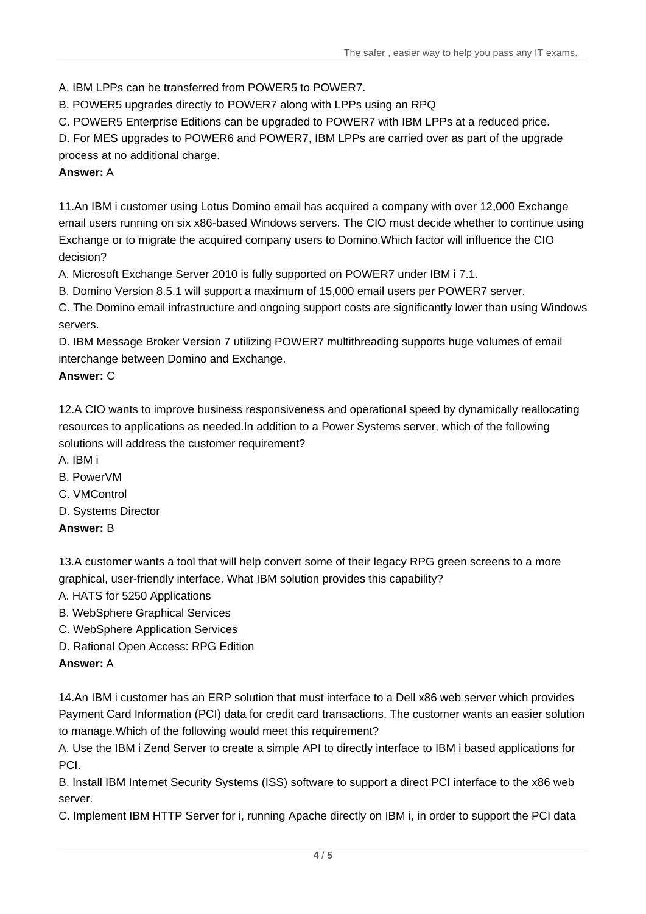A. IBM LPPs can be transferred from POWER5 to POWER7.

B. POWER5 upgrades directly to POWER7 along with LPPs using an RPQ

C. POWER5 Enterprise Editions can be upgraded to POWER7 with IBM LPPs at a reduced price.

D. For MES upgrades to POWER6 and POWER7, IBM LPPs are carried over as part of the upgrade process at no additional charge.

**Answer:** A

11.An IBM i customer using Lotus Domino email has acquired a company with over 12,000 Exchange email users running on six x86-based Windows servers. The CIO must decide whether to continue using Exchange or to migrate the acquired company users to Domino.Which factor will influence the CIO decision?

A. Microsoft Exchange Server 2010 is fully supported on POWER7 under IBM i 7.1.

B. Domino Version 8.5.1 will support a maximum of 15,000 email users per POWER7 server.

C. The Domino email infrastructure and ongoing support costs are significantly lower than using Windows servers.

D. IBM Message Broker Version 7 utilizing POWER7 multithreading supports huge volumes of email interchange between Domino and Exchange.

**Answer:** C

12.A CIO wants to improve business responsiveness and operational speed by dynamically reallocating resources to applications as needed.In addition to a Power Systems server, which of the following solutions will address the customer requirement?

A. IBM i

B. PowerVM

C. VMControl

D. Systems Director

**Answer:** B

13.A customer wants a tool that will help convert some of their legacy RPG green screens to a more graphical, user-friendly interface. What IBM solution provides this capability?

A. HATS for 5250 Applications

B. WebSphere Graphical Services

C. WebSphere Application Services

D. Rational Open Access: RPG Edition

**Answer:** A

14.An IBM i customer has an ERP solution that must interface to a Dell x86 web server which provides Payment Card Information (PCI) data for credit card transactions. The customer wants an easier solution to manage.Which of the following would meet this requirement?

A. Use the IBM i Zend Server to create a simple API to directly interface to IBM i based applications for PCI.

B. Install IBM Internet Security Systems (ISS) software to support a direct PCI interface to the x86 web server.

C. Implement IBM HTTP Server for i, running Apache directly on IBM i, in order to support the PCI data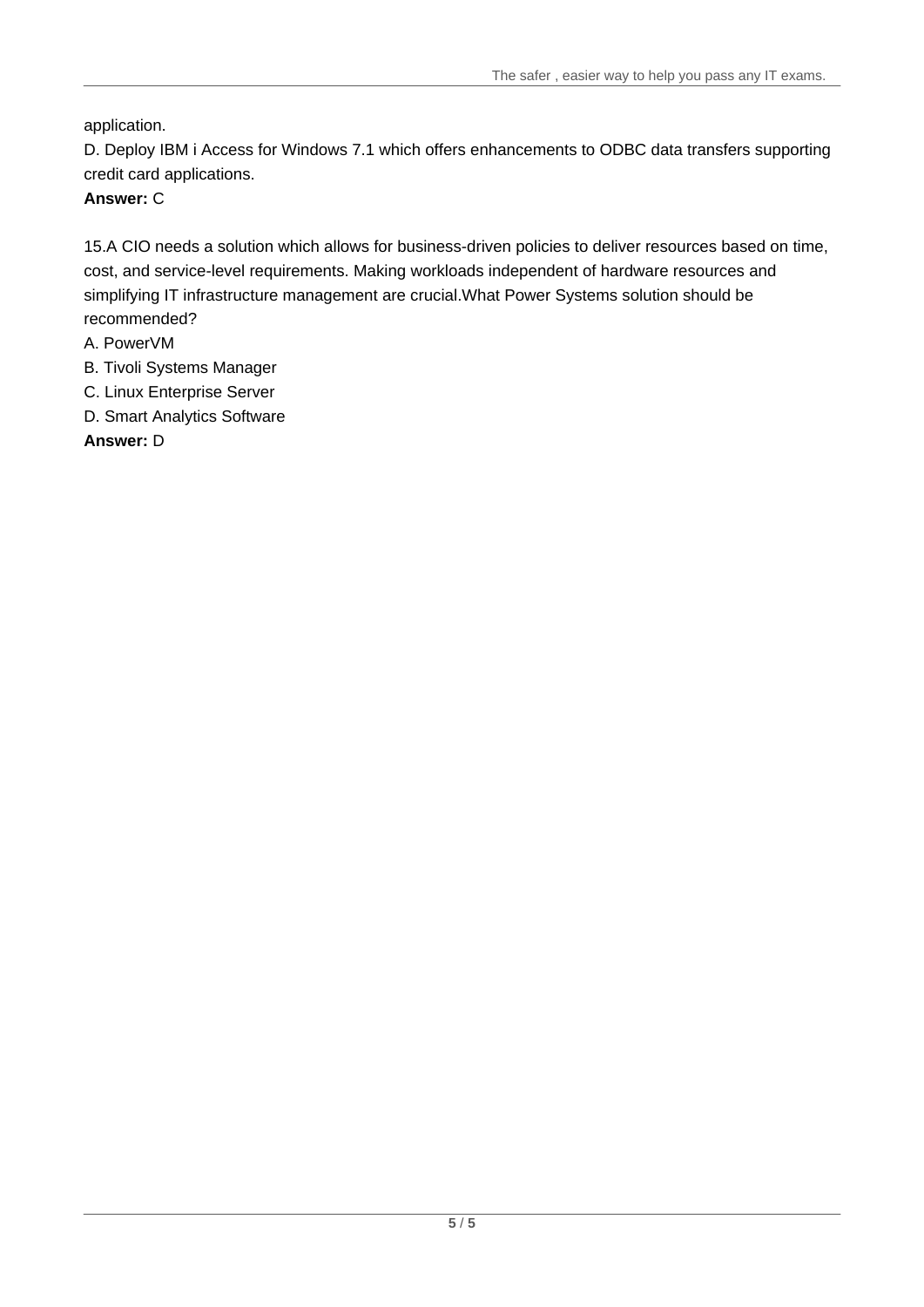application.

D. Deploy IBM i Access for Windows 7.1 which offers enhancements to ODBC data transfers supporting credit card applications.

**Answer:** C

15.A CIO needs a solution which allows for business-driven policies to deliver resources based on time, cost, and service-level requirements. Making workloads independent of hardware resources and simplifying IT infrastructure management are crucial.What Power Systems solution should be recommended?

A. PowerVM

B. Tivoli Systems Manager

C. Linux Enterprise Server

D. Smart Analytics Software

**Answer:** D